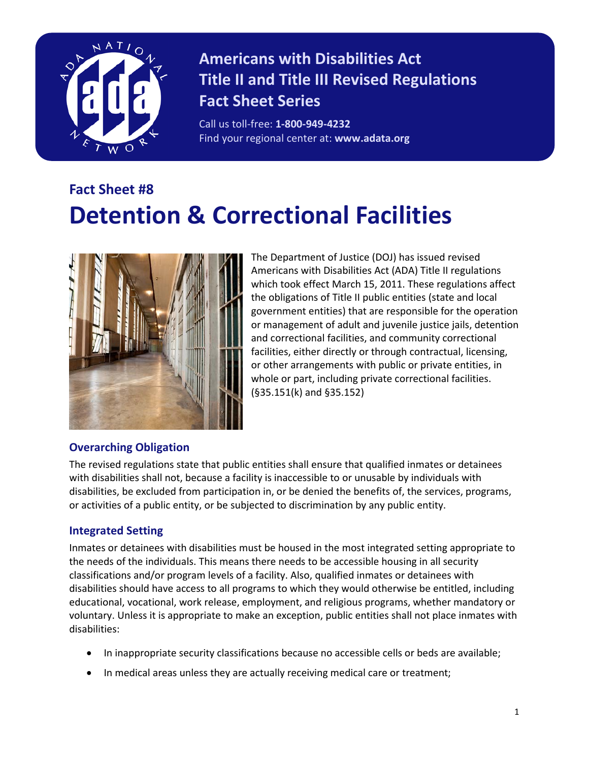# Americans with Disabilities Act Title II and Title III Revised Regulations Fact Sheet Series

Call us toll-free: **1-800-949-4232**
Find your regional center at: **www.adata.org**

## Fact Sheet #8

# Detention & Correctional Facilities

The Department of Justice (DOJ) has issued revised Americans with Disabilities Act (ADA) Title II regulations which took effect March 15, 2011. These regulations affect the obligations of Title II public entities (state and local government entities) that are responsible for the operation or management of adult and juvenile justice jails, detention and correctional facilities, and community correctional facilities, either directly or through contractual, licensing, or other arrangements with public or private entities, in whole or part, including private correctional facilities. (§35.151(k) and §35.152)

### Overarching Obligation

The revised regulations state that public entities shall ensure that qualified inmates or detainees with disabilities shall not, because a facility is inaccessible to or unusable by individuals with disabilities, be excluded from participation in, or be denied the benefits of, the services, programs, or activities of a public entity, or be subjected to discrimination by any public entity.

### Integrated Setting

Inmates or detainees with disabilities must be housed in the most integrated setting appropriate to the needs of the individuals. This means there needs to be accessible housing in all security classifications and/or program levels of a facility. Also, qualified inmates or detainees with disabilities should have access to all programs to which they would otherwise be entitled, including educational, vocational, work release, employment, and religious programs, whether mandatory or voluntary. Unless it is appropriate to make an exception, public entities shall not place inmates with disabilities:

- In inappropriate security classifications because no accessible cells or beds are available;
- In medical areas unless they are actually receiving medical care or treatment;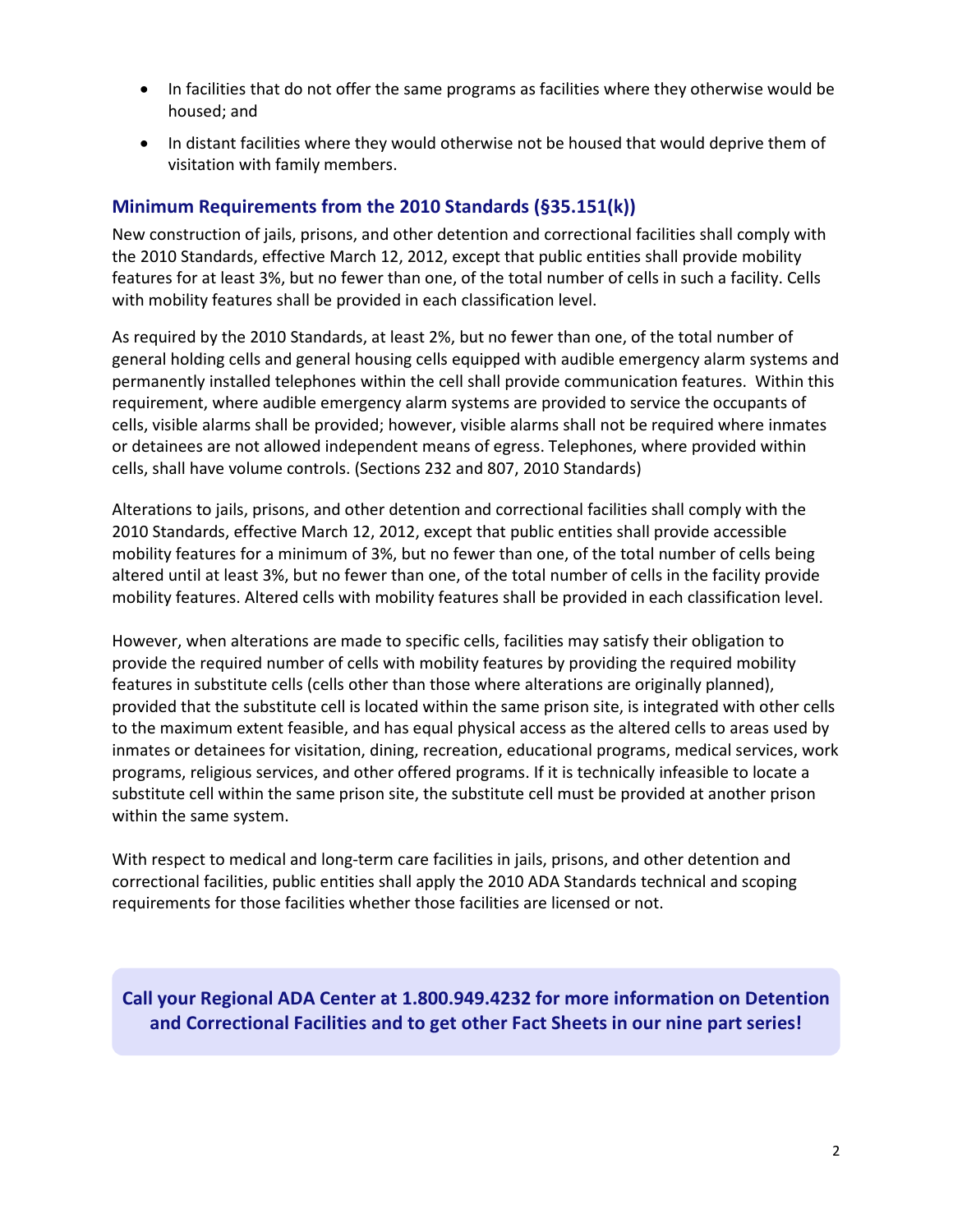- In facilities that do not offer the same programs as facilities where they otherwise would be housed; and
- In distant facilities where they would otherwise not be housed that would deprive them of visitation with family members.

### Minimum Requirements from the 2010 Standards (§35.151(k))

New construction of jails, prisons, and other detention and correctional facilities shall comply with the 2010 Standards, effective March 12, 2012, except that public entities shall provide mobility features for at least 3%, but no fewer than one, of the total number of cells in such a facility. Cells with mobility features shall be provided in each classification level.

As required by the 2010 Standards, at least 2%, but no fewer than one, of the total number of general holding cells and general housing cells equipped with audible emergency alarm systems and permanently installed telephones within the cell shall provide communication features. Within this requirement, where audible emergency alarm systems are provided to service the occupants of cells, visible alarms shall be provided; however, visible alarms shall not be required where inmates or detainees are not allowed independent means of egress. Telephones, where provided within cells, shall have volume controls. (Sections 232 and 807, 2010 Standards)

Alterations to jails, prisons, and other detention and correctional facilities shall comply with the 2010 Standards, effective March 12, 2012, except that public entities shall provide accessible mobility features for a minimum of 3%, but no fewer than one, of the total number of cells being altered until at least 3%, but no fewer than one, of the total number of cells in the facility provide mobility features. Altered cells with mobility features shall be provided in each classification level.

However, when alterations are made to specific cells, facilities may satisfy their obligation to provide the required number of cells with mobility features by providing the required mobility features in substitute cells (cells other than those where alterations are originally planned), provided that the substitute cell is located within the same prison site, is integrated with other cells to the maximum extent feasible, and has equal physical access as the altered cells to areas used by inmates or detainees for visitation, dining, recreation, educational programs, medical services, work programs, religious services, and other offered programs. If it is technically infeasible to locate a substitute cell within the same prison site, the substitute cell must be provided at another prison within the same system.

With respect to medical and long-term care facilities in jails, prisons, and other detention and correctional facilities, public entities shall apply the 2010 ADA Standards technical and scoping requirements for those facilities whether those facilities are licensed or not.

**Call your Regional ADA Center at 1.800.949.4232 for more information on Detention and Correctional Facilities and to get other Fact Sheets in our nine part series!**